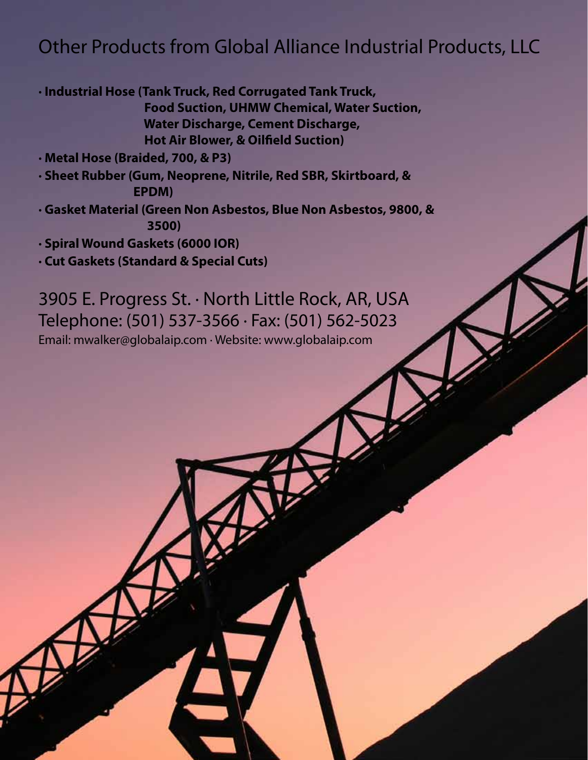# Other Products from Global Alliance Industrial Products, LLC

- **Industrial Hose (Tank Truck, Red Corrugated Tank Truck, Food Suction, UHMW Chemical, Water Suction, Water Discharge, Cement Discharge, Hot Air Blower, & Oilfield Suction)**
- **Metal Hose (Braided, 700, & P3)**
- **Sheet Rubber (Gum, Neoprene, Nitrile, Red SBR, Skirtboard, & EPDM)**
- **Gasket Material (Green Non Asbestos, Blue Non Asbestos, 9800, & 3500)**
- **Spiral Wound Gaskets (6000 IOR)**
- **Cut Gaskets (Standard & Special Cuts)**

3905 E. Progress St. · North Little Rock, AR, USA
Telephone: (501) 537-3566 · Fax: (501) 562-5023
Email: mwalker@globalaip.com · Website: www.globalaip.com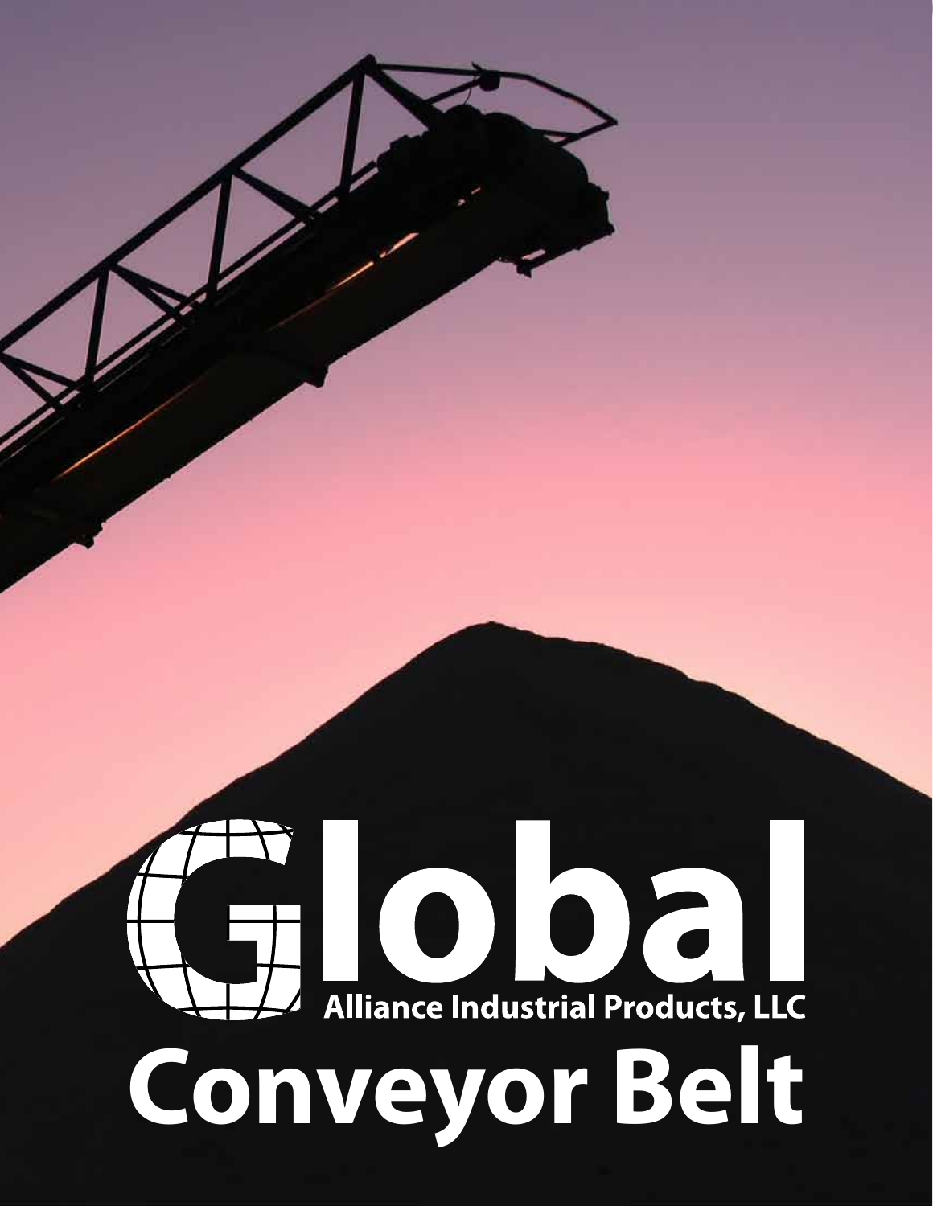# Global

Alliance Industrial Products, LLC

# Conveyor Belt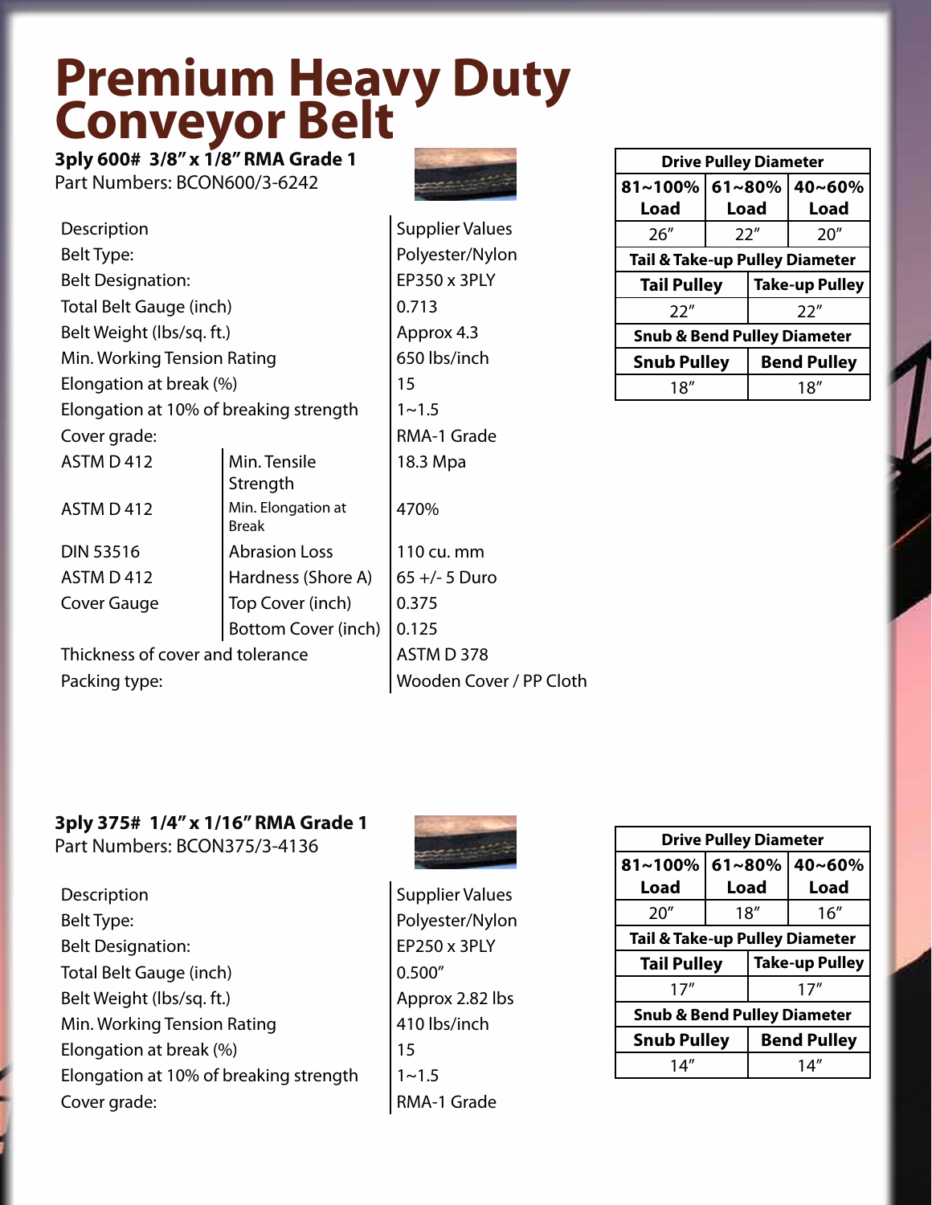# Premium Heavy Duty Conveyor Belt

**3ply 600# 3/8" x 1/8" RMA Grade 1**
Part Numbers: BCON600/3-6242

| Description | | Supplier Values |
|---|---|---|
| Belt Type: | | Polyester/Nylon |
| Belt Designation: | | EP350 x 3PLY |
| Total Belt Gauge (inch) | | 0.713 |
| Belt Weight (lbs/sq. ft.) | | Approx 4.3 |
| Min. Working Tension Rating | | 650 lbs/inch |
| Elongation at break (%) | | 15 |
| Elongation at 10% of breaking strength | | 1~1.5 |
| Cover grade: | | RMA-1 Grade |
| ASTM D 412 | Min. Tensile Strength | 18.3 Mpa |
| ASTM D 412 | Min. Elongation at Break | 470% |
| DIN 53516 | Abrasion Loss | 110 cu. mm |
| ASTM D 412 | Hardness (Shore A) | 65 +/- 5 Duro |
| Cover Gauge | Top Cover (inch) | 0.375 |
| | Bottom Cover (inch) | 0.125 |
| Thickness of cover and tolerance | | ASTM D 378 |
| Packing type: | | Wooden Cover / PP Cloth |

| Drive Pulley Diameter | | |
|---|---|---|
| **81~100% Load** | **61~80% Load** | **40~60% Load** |
| 26" | 22" | 20" |
| **Tail & Take-up Pulley Diameter** | | |
| **Tail Pulley** | **Take-up Pulley** | |
| 22" | 22" | |
| **Snub & Bend Pulley Diameter** | | |
| **Snub Pulley** | **Bend Pulley** | |
| 18" | 18" | |

**3ply 375# 1/4" x 1/16" RMA Grade 1**
Part Numbers: BCON375/3-4136

| Description | Supplier Values |
|---|---|
| Belt Type: | Polyester/Nylon |
| Belt Designation: | EP250 x 3PLY |
| Total Belt Gauge (inch) | 0.500" |
| Belt Weight (lbs/sq. ft.) | Approx 2.82 lbs |
| Min. Working Tension Rating | 410 lbs/inch |
| Elongation at break (%) | 15 |
| Elongation at 10% of breaking strength | 1~1.5 |
| Cover grade: | RMA-1 Grade |

| Drive Pulley Diameter | | |
|---|---|---|
| **81~100% Load** | **61~80% Load** | **40~60% Load** |
| 20" | 18" | 16" |
| **Tail & Take-up Pulley Diameter** | | |
| **Tail Pulley** | **Take-up Pulley** | |
| 17" | 17" | |
| **Snub & Bend Pulley Diameter** | | |
| **Snub Pulley** | **Bend Pulley** | |
| 14" | 14" | |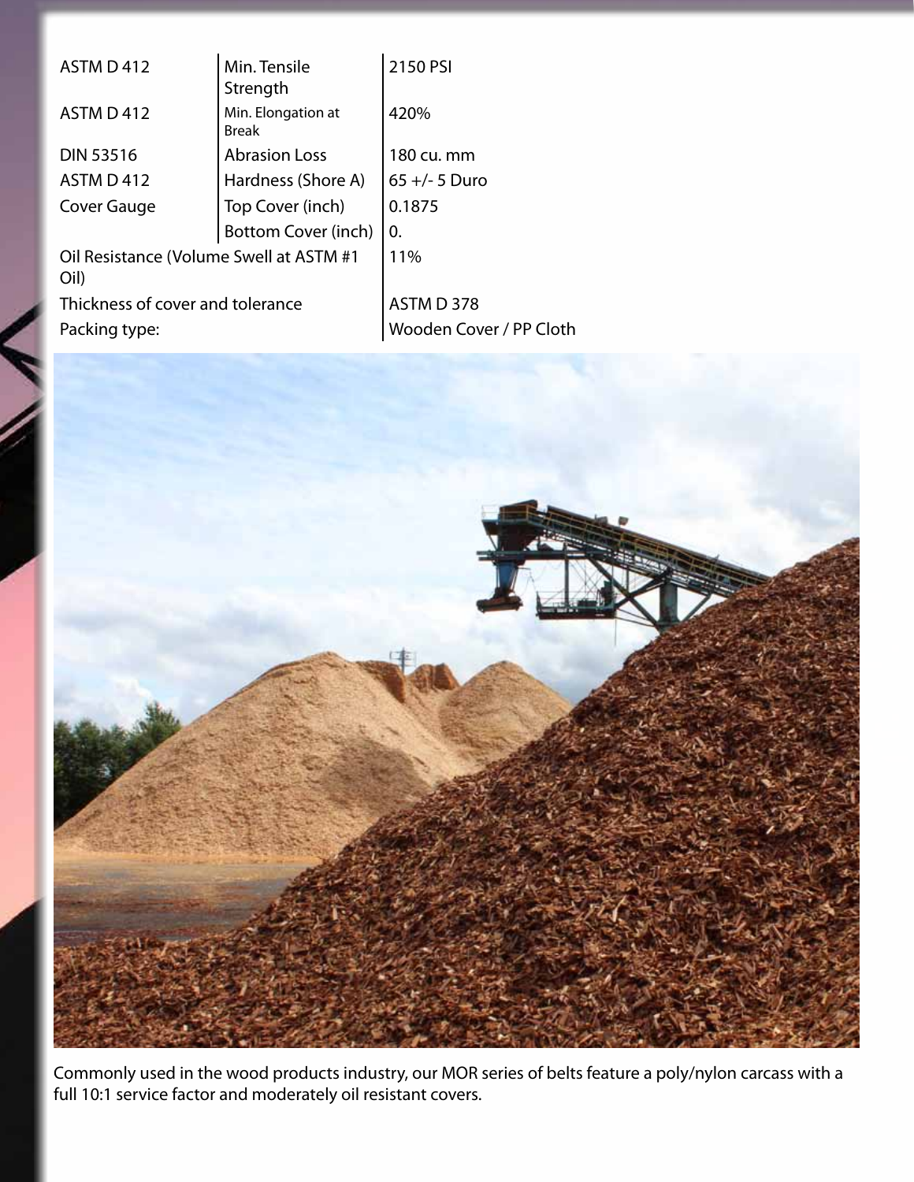| | | |
|---|---|---|
| ASTM D 412 | Min. Tensile Strength | 2150 PSI |
| ASTM D 412 | Min. Elongation at Break | 420% |
| DIN 53516 | Abrasion Loss | 180 cu. mm |
| ASTM D 412 | Hardness (Shore A) | 65 +/- 5 Duro |
| Cover Gauge | Top Cover (inch) | 0.1875 |
| | Bottom Cover (inch) | 0. |
| Oil Resistance (Volume Swell at ASTM #1 Oil) | | 11% |
| Thickness of cover and tolerance | | ASTM D 378 |
| Packing type: | | Wooden Cover / PP Cloth |

Commonly used in the wood products industry, our MOR series of belts feature a poly/nylon carcass with a full 10:1 service factor and moderately oil resistant covers.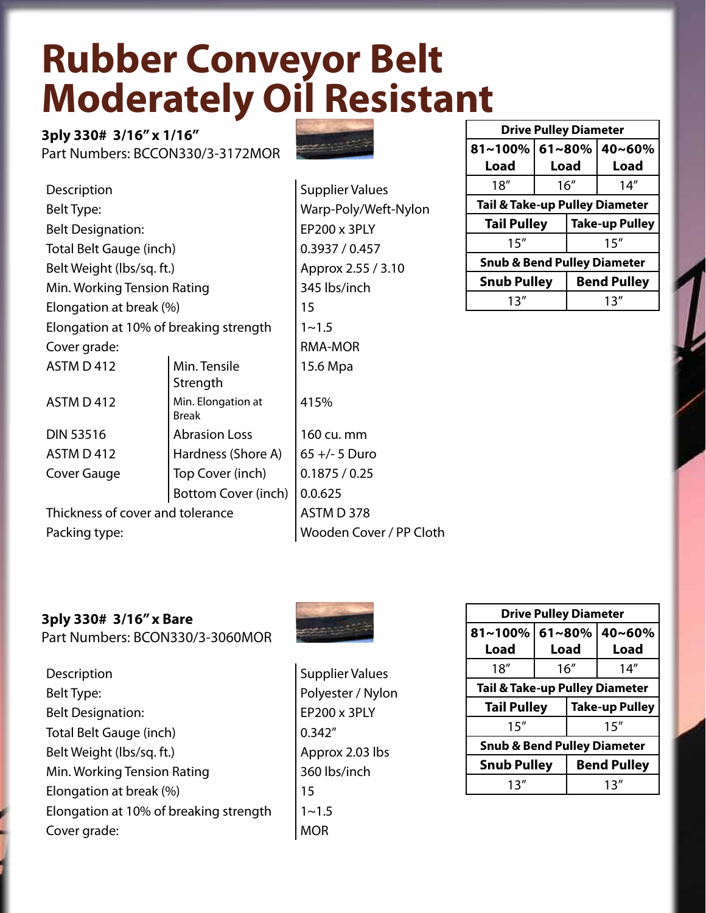# Rubber Conveyor Belt Moderately Oil Resistant

**3ply 330# 3/16" x 1/16"**
Part Numbers: BCCON330/3-3172MOR

| Description | | Supplier Values |
|---|---|---|
| Belt Type: | | Warp-Poly/Weft-Nylon |
| Belt Designation: | | EP200 x 3PLY |
| Total Belt Gauge (inch) | | 0.3937 / 0.457 |
| Belt Weight (lbs/sq. ft.) | | Approx 2.55 / 3.10 |
| Min. Working Tension Rating | | 345 lbs/inch |
| Elongation at break (%) | | 15 |
| Elongation at 10% of breaking strength | | 1~1.5 |
| Cover grade: | | RMA-MOR |
| ASTM D 412 | Min. Tensile Strength | 15.6 Mpa |
| ASTM D 412 | Min. Elongation at Break | 415% |
| DIN 53516 | Abrasion Loss | 160 cu. mm |
| ASTM D 412 | Hardness (Shore A) | 65 +/- 5 Duro |
| Cover Gauge | Top Cover (inch) | 0.1875 / 0.25 |
| | Bottom Cover (inch) | 0.0.625 |
| Thickness of cover and tolerance | | ASTM D 378 |
| Packing type: | | Wooden Cover / PP Cloth |

| Drive Pulley Diameter | | |
|---|---|---|
| 81~100% Load | 61~80% Load | 40~60% Load |
| 18" | 16" | 14" |
| **Tail & Take-up Pulley Diameter** | | |
| **Tail Pulley** | **Take-up Pulley** | |
| 15" | 15" | |
| **Snub & Bend Pulley Diameter** | | |
| **Snub Pulley** | **Bend Pulley** | |
| 13" | 13" | |

**3ply 330# 3/16" x Bare**
Part Numbers: BCON330/3-3060MOR

| Description | Supplier Values |
|---|---|
| Belt Type: | Polyester / Nylon |
| Belt Designation: | EP200 x 3PLY |
| Total Belt Gauge (inch) | 0.342" |
| Belt Weight (lbs/sq. ft.) | Approx 2.03 lbs |
| Min. Working Tension Rating | 360 lbs/inch |
| Elongation at break (%) | 15 |
| Elongation at 10% of breaking strength | 1~1.5 |
| Cover grade: | MOR |

| Drive Pulley Diameter | | |
|---|---|---|
| 81~100% Load | 61~80% Load | 40~60% Load |
| 18" | 16" | 14" |
| **Tail & Take-up Pulley Diameter** | | |
| **Tail Pulley** | **Take-up Pulley** | |
| 15" | 15" | |
| **Snub & Bend Pulley Diameter** | | |
| **Snub Pulley** | **Bend Pulley** | |
| 13" | 13" | |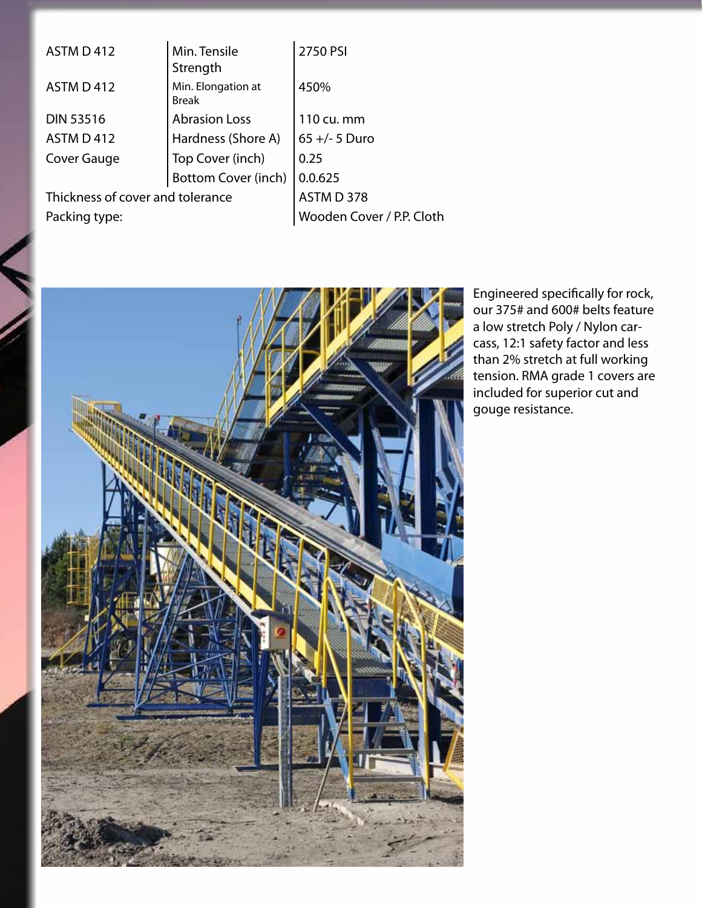| | | |
|---|---|---|
| ASTM D 412 | Min. Tensile Strength | 2750 PSI |
| ASTM D 412 | Min. Elongation at Break | 450% |
| DIN 53516 | Abrasion Loss | 110 cu. mm |
| ASTM D 412 | Hardness (Shore A) | 65 +/- 5 Duro |
| Cover Gauge | Top Cover (inch) | 0.25 |
| | Bottom Cover (inch) | 0.0.625 |
| Thickness of cover and tolerance | | ASTM D 378 |
| Packing type: | | Wooden Cover / P.P. Cloth |

Engineered specifically for rock, our 375# and 600# belts feature a low stretch Poly / Nylon carcass, 12:1 safety factor and less than 2% stretch at full working tension. RMA grade 1 covers are included for superior cut and gouge resistance.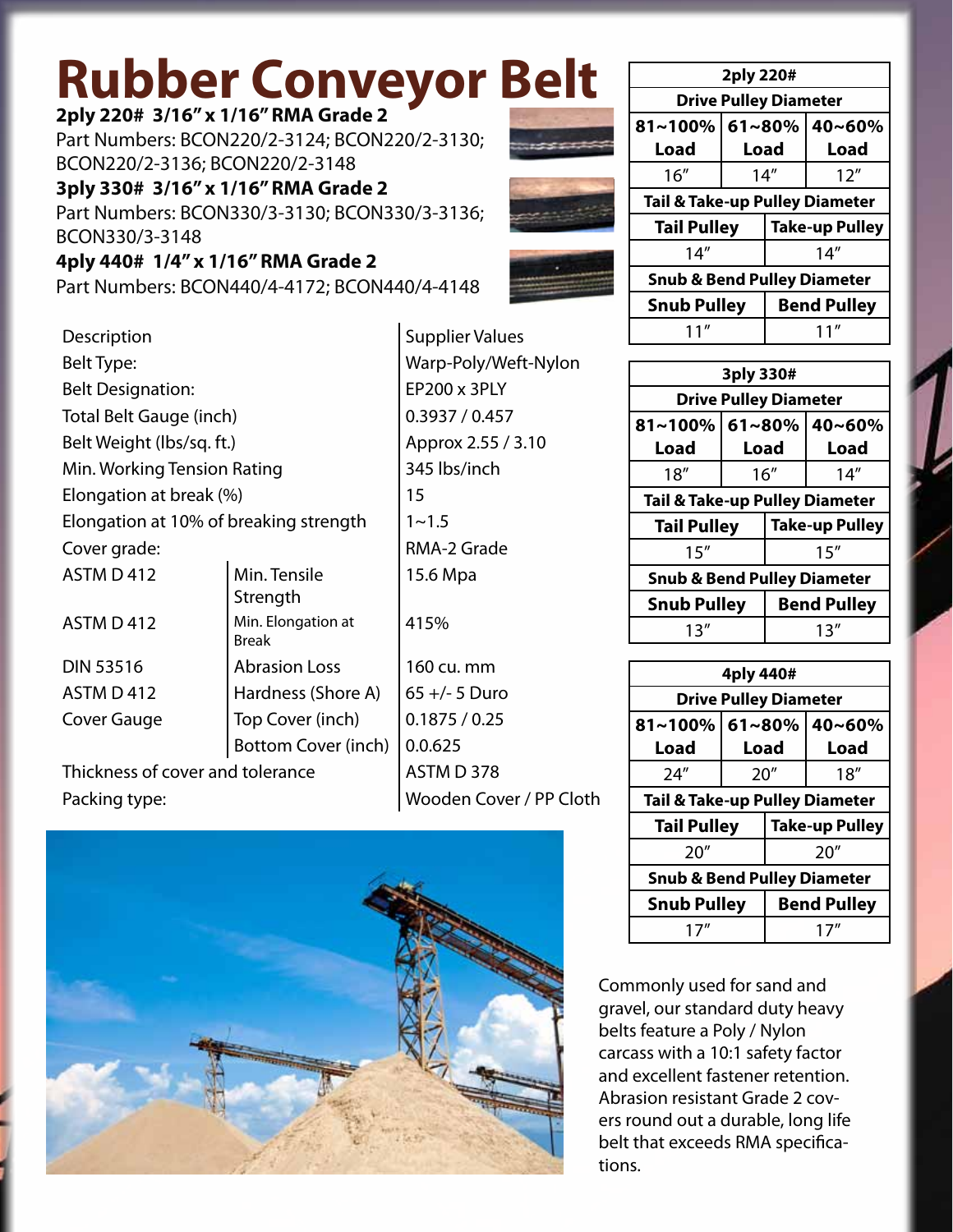# Rubber Conveyor Belt

**2ply 220# 3/16" x 1/16" RMA Grade 2**

Part Numbers: BCON220/2-3124; BCON220/2-3130; BCON220/2-3136; BCON220/2-3148

**3ply 330# 3/16" x 1/16" RMA Grade 2**

Part Numbers: BCON330/3-3130; BCON330/3-3136; BCON330/3-3148

**4ply 440# 1/4" x 1/16" RMA Grade 2**

Part Numbers: BCON440/4-4172; BCON440/4-4148

| Description | | Supplier Values |
|---|---|---|
| Belt Type: | | Warp-Poly/Weft-Nylon |
| Belt Designation: | | EP200 x 3PLY |
| Total Belt Gauge (inch) | | 0.3937 / 0.457 |
| Belt Weight (lbs/sq. ft.) | | Approx 2.55 / 3.10 |
| Min. Working Tension Rating | | 345 lbs/inch |
| Elongation at break (%) | | 15 |
| Elongation at 10% of breaking strength | | 1~1.5 |
| Cover grade: | | RMA-2 Grade |
| ASTM D 412 | Min. Tensile Strength | 15.6 Mpa |
| ASTM D 412 | Min. Elongation at Break | 415% |
| DIN 53516 | Abrasion Loss | 160 cu. mm |
| ASTM D 412 | Hardness (Shore A) | 65 +/- 5 Duro |
| Cover Gauge | Top Cover (inch) | 0.1875 / 0.25 |
| | Bottom Cover (inch) | 0.0.625 |
| Thickness of cover and tolerance | | ASTM D 378 |
| Packing type: | | Wooden Cover / PP Cloth |

| 2ply 220# | | |
|---|---|---|
| **Drive Pulley Diameter** | | |
| 81~100% Load | 61~80% Load | 40~60% Load |
| 16" | 14" | 12" |
| **Tail & Take-up Pulley Diameter** | | |
| Tail Pulley | Take-up Pulley | |
| 14" | 14" | |
| **Snub & Bend Pulley Diameter** | | |
| Snub Pulley | Bend Pulley | |
| 11" | 11" | |

| 3ply 330# | | |
|---|---|---|
| **Drive Pulley Diameter** | | |
| 81~100% Load | 61~80% Load | 40~60% Load |
| 18" | 16" | 14" |
| **Tail & Take-up Pulley Diameter** | | |
| Tail Pulley | Take-up Pulley | |
| 15" | 15" | |
| **Snub & Bend Pulley Diameter** | | |
| Snub Pulley | Bend Pulley | |
| 13" | 13" | |

| 4ply 440# | | |
|---|---|---|
| **Drive Pulley Diameter** | | |
| 81~100% Load | 61~80% Load | 40~60% Load |
| 24" | 20" | 18" |
| **Tail & Take-up Pulley Diameter** | | |
| Tail Pulley | Take-up Pulley | |
| 20" | 20" | |
| **Snub & Bend Pulley Diameter** | | |
| Snub Pulley | Bend Pulley | |
| 17" | 17" | |

Commonly used for sand and gravel, our standard duty heavy belts feature a Poly / Nylon carcass with a 10:1 safety factor and excellent fastener retention. Abrasion resistant Grade 2 covers round out a durable, long life belt that exceeds RMA specifications.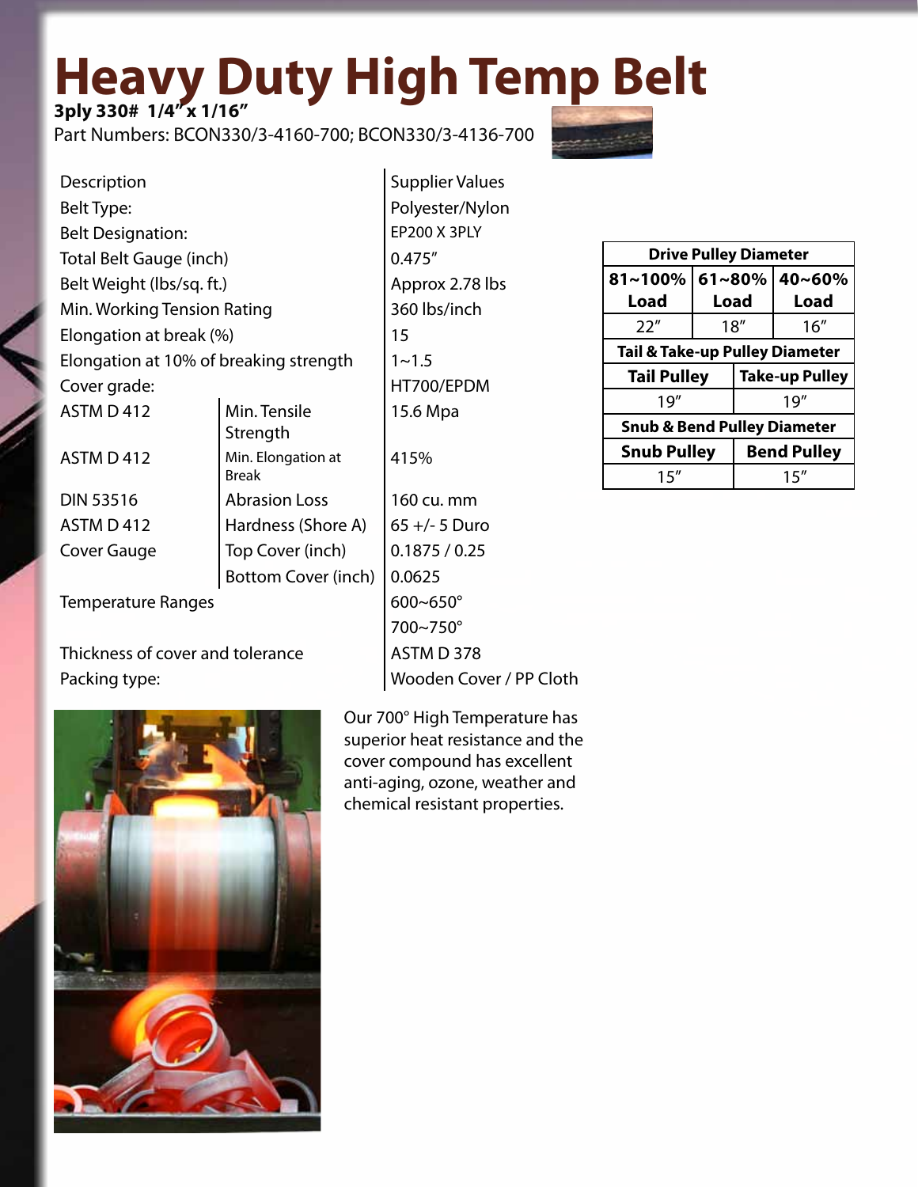# Heavy Duty High Temp Belt

**3ply 330# 1/4″ x 1/16″**

Part Numbers: BCON330/3-4160-700; BCON330/3-4136-700

| Description | | Supplier Values |
|---|---|---|
| Belt Type: | | Polyester/Nylon |
| Belt Designation: | | EP200 X 3PLY |
| Total Belt Gauge (inch) | | 0.475″ |
| Belt Weight (lbs/sq. ft.) | | Approx 2.78 lbs |
| Min. Working Tension Rating | | 360 lbs/inch |
| Elongation at break (%) | | 15 |
| Elongation at 10% of breaking strength | | 1~1.5 |
| Cover grade: | | HT700/EPDM |
| ASTM D 412 | Min. Tensile Strength | 15.6 Mpa |
| ASTM D 412 | Min. Elongation at Break | 415% |
| DIN 53516 | Abrasion Loss | 160 cu. mm |
| ASTM D 412 | Hardness (Shore A) | 65 +/- 5 Duro |
| Cover Gauge | Top Cover (inch) | 0.1875 / 0.25 |
| | Bottom Cover (inch) | 0.0625 |
| Temperature Ranges | | 600~650° |
| | | 700~750° |
| Thickness of cover and tolerance | | ASTM D 378 |
| Packing type: | | Wooden Cover / PP Cloth |

| Drive Pulley Diameter | | |
|---|---|---|
| **81~100% Load** | **61~80% Load** | **40~60% Load** |
| 22″ | 18″ | 16″ |

| Tail & Take-up Pulley Diameter | |
|---|---|
| **Tail Pulley** | **Take-up Pulley** |
| 19″ | 19″ |

| Snub & Bend Pulley Diameter | |
|---|---|
| **Snub Pulley** | **Bend Pulley** |
| 15″ | 15″ |

Our 700° High Temperature has superior heat resistance and the cover compound has excellent anti-aging, ozone, weather and chemical resistant properties.